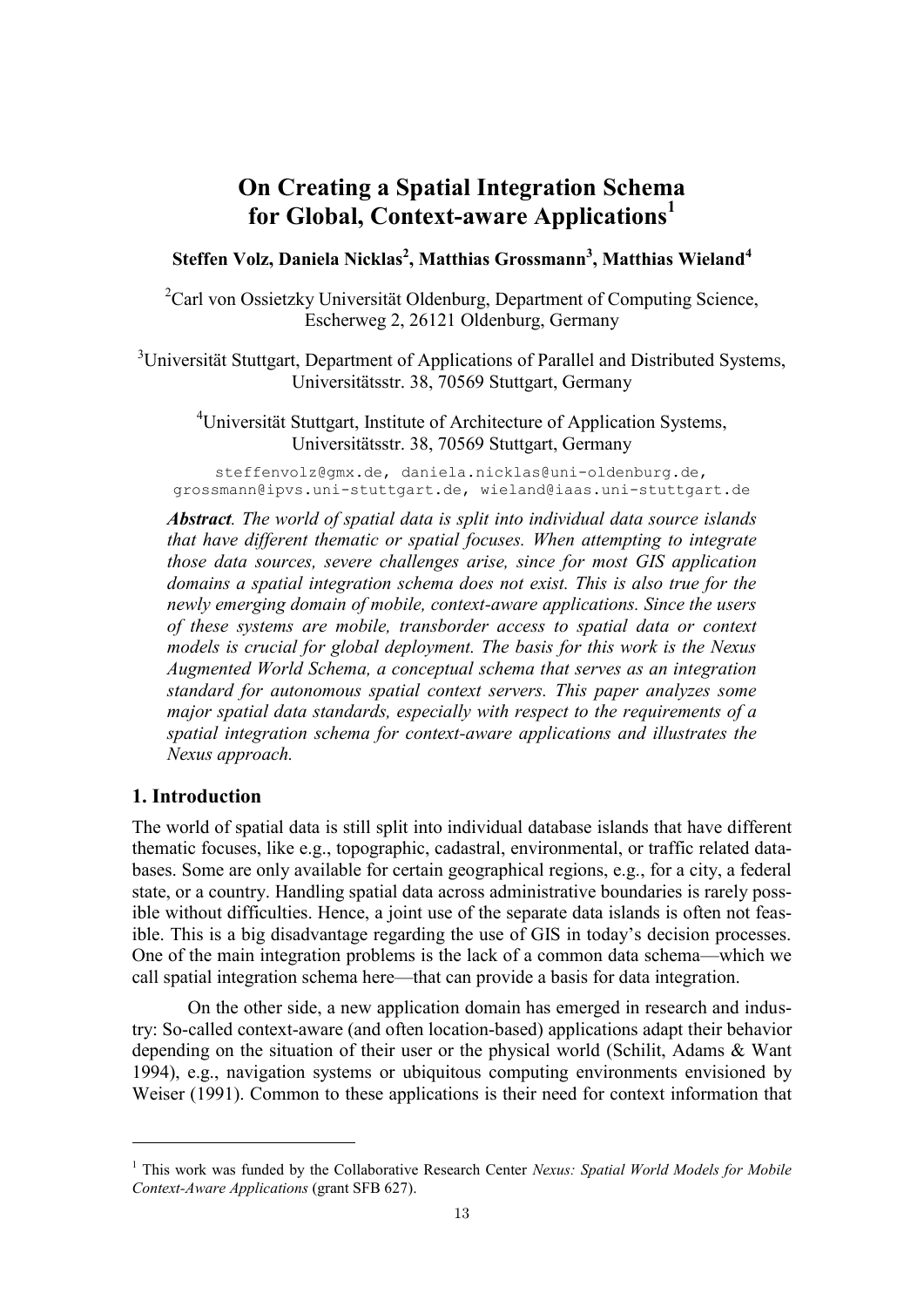# On Creating a Spatial Integration Schema for Global, Context-aware Applications[1]

**Steffen Volz, Daniela Nicklas[2], Matthias Grossmann[3], Matthias Wieland[4]**

[2]Carl von Ossietzky Universität Oldenburg, Department of Computing Science, Escherweg 2, 26121 Oldenburg, Germany

[3]Universität Stuttgart, Department of Applications of Parallel and Distributed Systems, Universitätsstr. 38, 70569 Stuttgart, Germany

[4]Universität Stuttgart, Institute of Architecture of Application Systems, Universitätsstr. 38, 70569 Stuttgart, Germany

steffenvolz@gmx.de, daniela.nicklas@uni-oldenburg.de, grossmann@ipvs.uni-stuttgart.de, wieland@iaas.uni-stuttgart.de

***Abstract****. The world of spatial data is split into individual data source islands that have different thematic or spatial focuses. When attempting to integrate those data sources, severe challenges arise, since for most GIS application domains a spatial integration schema does not exist. This is also true for the newly emerging domain of mobile, context-aware applications. Since the users of these systems are mobile, transborder access to spatial data or context models is crucial for global deployment. The basis for this work is the Nexus Augmented World Schema, a conceptual schema that serves as an integration standard for autonomous spatial context servers. This paper analyzes some major spatial data standards, especially with respect to the requirements of a spatial integration schema for context-aware applications and illustrates the Nexus approach.*

## 1. Introduction

The world of spatial data is still split into individual database islands that have different thematic focuses, like e.g., topographic, cadastral, environmental, or traffic related databases. Some are only available for certain geographical regions, e.g., for a city, a federal state, or a country. Handling spatial data across administrative boundaries is rarely possible without difficulties. Hence, a joint use of the separate data islands is often not feasible. This is a big disadvantage regarding the use of GIS in today's decision processes. One of the main integration problems is the lack of a common data schema—which we call spatial integration schema here—that can provide a basis for data integration.

On the other side, a new application domain has emerged in research and industry: So-called context-aware (and often location-based) applications adapt their behavior depending on the situation of their user or the physical world (Schilit, Adams & Want 1994), e.g., navigation systems or ubiquitous computing environments envisioned by Weiser (1991). Common to these applications is their need for context information that

---

[1] This work was funded by the Collaborative Research Center *Nexus: Spatial World Models for Mobile Context-Aware Applications* (grant SFB 627).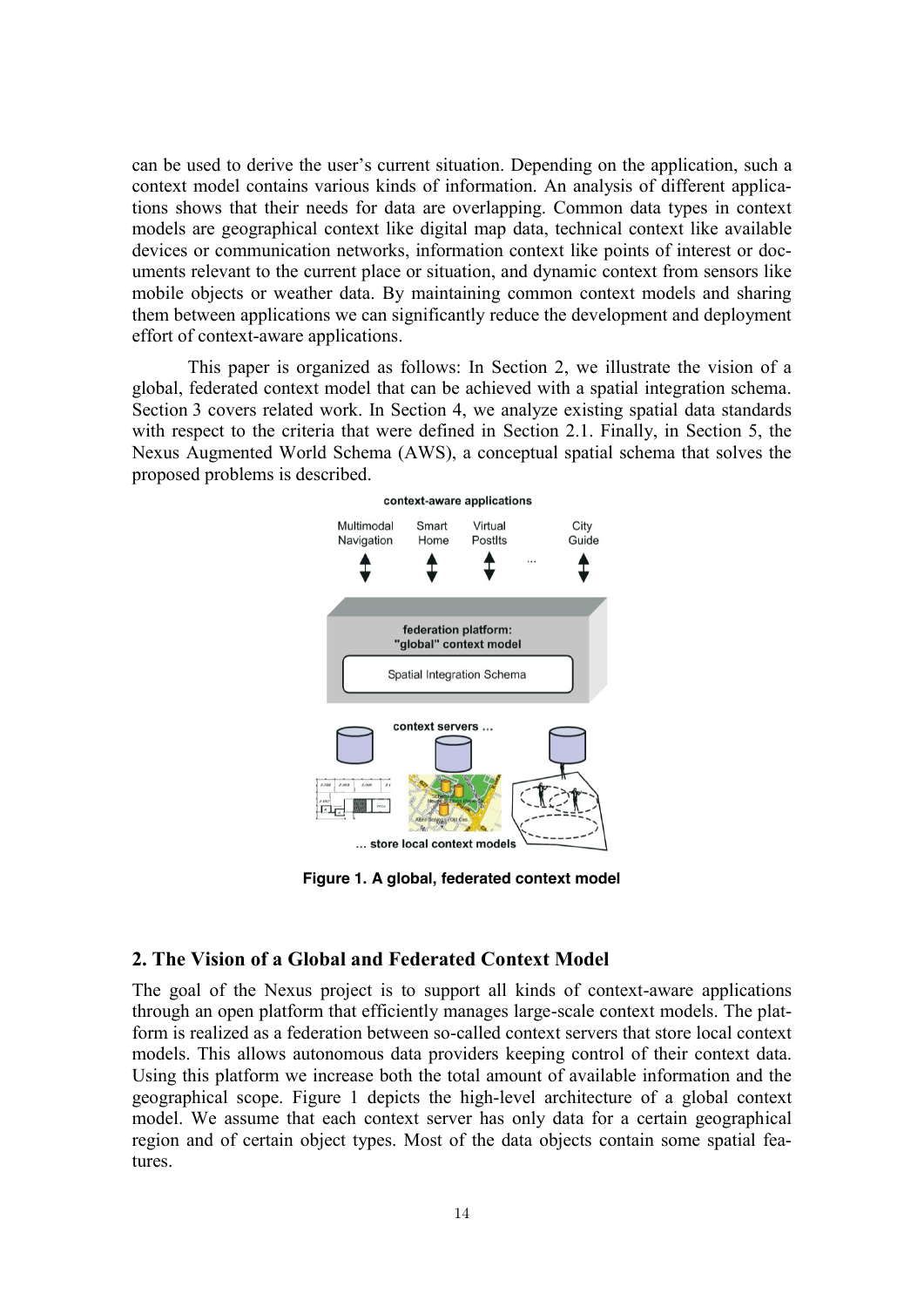can be used to derive the user's current situation. Depending on the application, such a context model contains various kinds of information. An analysis of different applications shows that their needs for data are overlapping. Common data types in context models are geographical context like digital map data, technical context like available devices or communication networks, information context like points of interest or documents relevant to the current place or situation, and dynamic context from sensors like mobile objects or weather data. By maintaining common context models and sharing them between applications we can significantly reduce the development and deployment effort of context-aware applications.

This paper is organized as follows: In Section 2, we illustrate the vision of a global, federated context model that can be achieved with a spatial integration schema. Section 3 covers related work. In Section 4, we analyze existing spatial data standards with respect to the criteria that were defined in Section 2.1. Finally, in Section 5, the Nexus Augmented World Schema (AWS), a conceptual spatial schema that solves the proposed problems is described.

**Figure 1. A global, federated context model**

## 2. The Vision of a Global and Federated Context Model

The goal of the Nexus project is to support all kinds of context-aware applications through an open platform that efficiently manages large-scale context models. The platform is realized as a federation between so-called context servers that store local context models. This allows autonomous data providers keeping control of their context data. Using this platform we increase both the total amount of available information and the geographical scope. Figure 1 depicts the high-level architecture of a global context model. We assume that each context server has only data for a certain geographical region and of certain object types. Most of the data objects contain some spatial features.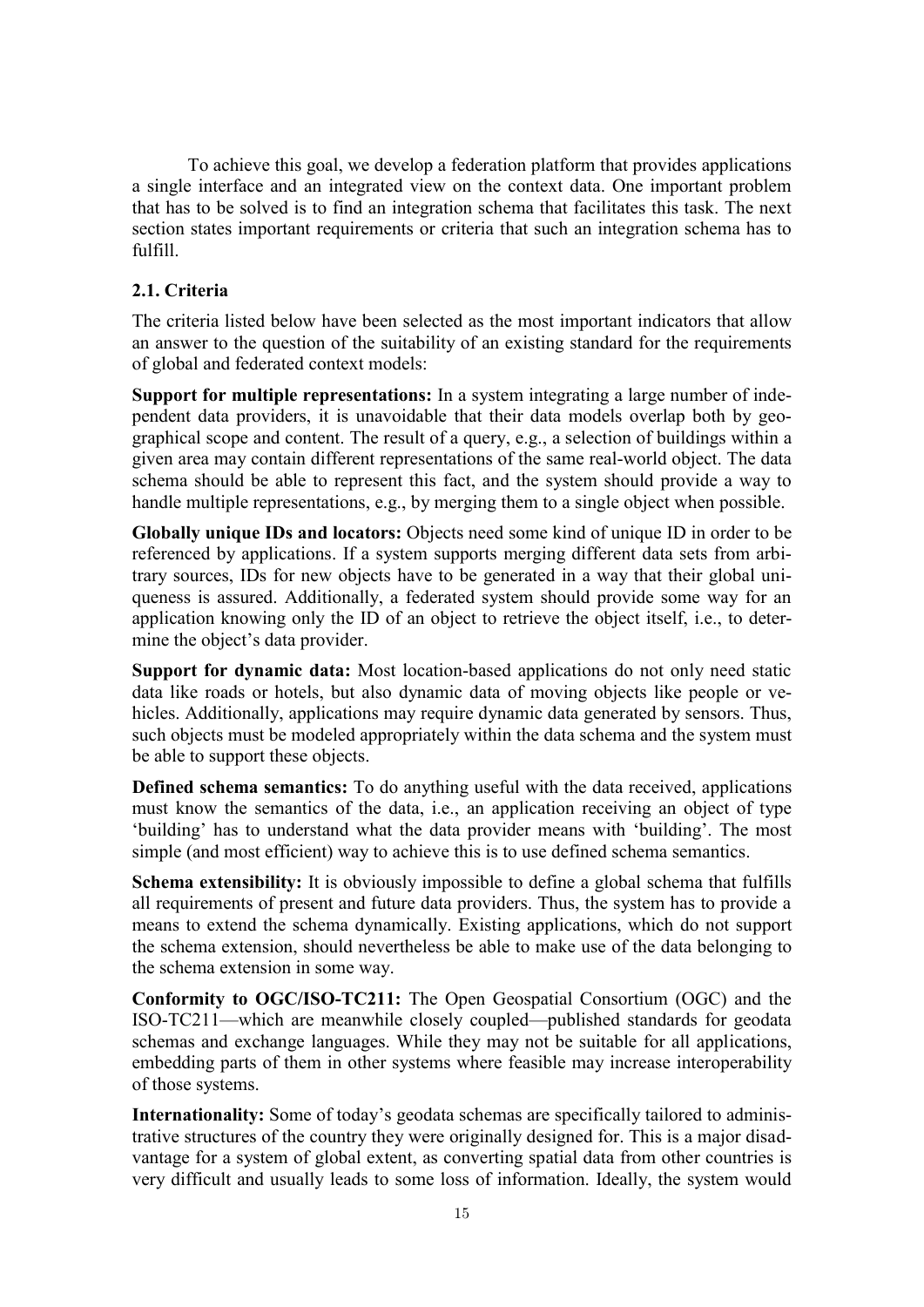To achieve this goal, we develop a federation platform that provides applications a single interface and an integrated view on the context data. One important problem that has to be solved is to find an integration schema that facilitates this task. The next section states important requirements or criteria that such an integration schema has to fulfill.

### 2.1. Criteria

The criteria listed below have been selected as the most important indicators that allow an answer to the question of the suitability of an existing standard for the requirements of global and federated context models:

**Support for multiple representations:** In a system integrating a large number of independent data providers, it is unavoidable that their data models overlap both by geographical scope and content. The result of a query, e.g., a selection of buildings within a given area may contain different representations of the same real-world object. The data schema should be able to represent this fact, and the system should provide a way to handle multiple representations, e.g., by merging them to a single object when possible.

**Globally unique IDs and locators:** Objects need some kind of unique ID in order to be referenced by applications. If a system supports merging different data sets from arbitrary sources, IDs for new objects have to be generated in a way that their global uniqueness is assured. Additionally, a federated system should provide some way for an application knowing only the ID of an object to retrieve the object itself, i.e., to determine the object's data provider.

**Support for dynamic data:** Most location-based applications do not only need static data like roads or hotels, but also dynamic data of moving objects like people or vehicles. Additionally, applications may require dynamic data generated by sensors. Thus, such objects must be modeled appropriately within the data schema and the system must be able to support these objects.

**Defined schema semantics:** To do anything useful with the data received, applications must know the semantics of the data, i.e., an application receiving an object of type 'building' has to understand what the data provider means with 'building'. The most simple (and most efficient) way to achieve this is to use defined schema semantics.

**Schema extensibility:** It is obviously impossible to define a global schema that fulfills all requirements of present and future data providers. Thus, the system has to provide a means to extend the schema dynamically. Existing applications, which do not support the schema extension, should nevertheless be able to make use of the data belonging to the schema extension in some way.

**Conformity to OGC/ISO-TC211:** The Open Geospatial Consortium (OGC) and the ISO-TC211—which are meanwhile closely coupled—published standards for geodata schemas and exchange languages. While they may not be suitable for all applications, embedding parts of them in other systems where feasible may increase interoperability of those systems.

**Internationality:** Some of today's geodata schemas are specifically tailored to administrative structures of the country they were originally designed for. This is a major disadvantage for a system of global extent, as converting spatial data from other countries is very difficult and usually leads to some loss of information. Ideally, the system would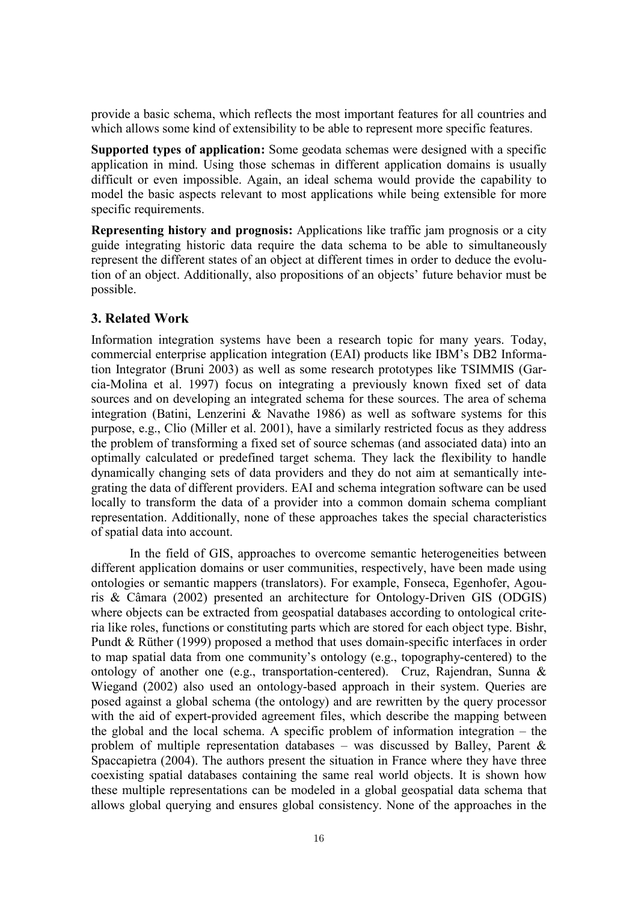provide a basic schema, which reflects the most important features for all countries and which allows some kind of extensibility to be able to represent more specific features.

**Supported types of application:** Some geodata schemas were designed with a specific application in mind. Using those schemas in different application domains is usually difficult or even impossible. Again, an ideal schema would provide the capability to model the basic aspects relevant to most applications while being extensible for more specific requirements.

**Representing history and prognosis:** Applications like traffic jam prognosis or a city guide integrating historic data require the data schema to be able to simultaneously represent the different states of an object at different times in order to deduce the evolution of an object. Additionally, also propositions of an objects' future behavior must be possible.

## 3. Related Work

Information integration systems have been a research topic for many years. Today, commercial enterprise application integration (EAI) products like IBM's DB2 Information Integrator (Bruni 2003) as well as some research prototypes like TSIMMIS (Garcia-Molina et al. 1997) focus on integrating a previously known fixed set of data sources and on developing an integrated schema for these sources. The area of schema integration (Batini, Lenzerini & Navathe 1986) as well as software systems for this purpose, e.g., Clio (Miller et al. 2001), have a similarly restricted focus as they address the problem of transforming a fixed set of source schemas (and associated data) into an optimally calculated or predefined target schema. They lack the flexibility to handle dynamically changing sets of data providers and they do not aim at semantically integrating the data of different providers. EAI and schema integration software can be used locally to transform the data of a provider into a common domain schema compliant representation. Additionally, none of these approaches takes the special characteristics of spatial data into account.

In the field of GIS, approaches to overcome semantic heterogeneities between different application domains or user communities, respectively, have been made using ontologies or semantic mappers (translators). For example, Fonseca, Egenhofer, Agouris & Câmara (2002) presented an architecture for Ontology-Driven GIS (ODGIS) where objects can be extracted from geospatial databases according to ontological criteria like roles, functions or constituting parts which are stored for each object type. Bishr, Pundt & Rüther (1999) proposed a method that uses domain-specific interfaces in order to map spatial data from one community's ontology (e.g., topography-centered) to the ontology of another one (e.g., transportation-centered). Cruz, Rajendran, Sunna & Wiegand (2002) also used an ontology-based approach in their system. Queries are posed against a global schema (the ontology) and are rewritten by the query processor with the aid of expert-provided agreement files, which describe the mapping between the global and the local schema. A specific problem of information integration – the problem of multiple representation databases – was discussed by Balley, Parent & Spaccapietra (2004). The authors present the situation in France where they have three coexisting spatial databases containing the same real world objects. It is shown how these multiple representations can be modeled in a global geospatial data schema that allows global querying and ensures global consistency. None of the approaches in the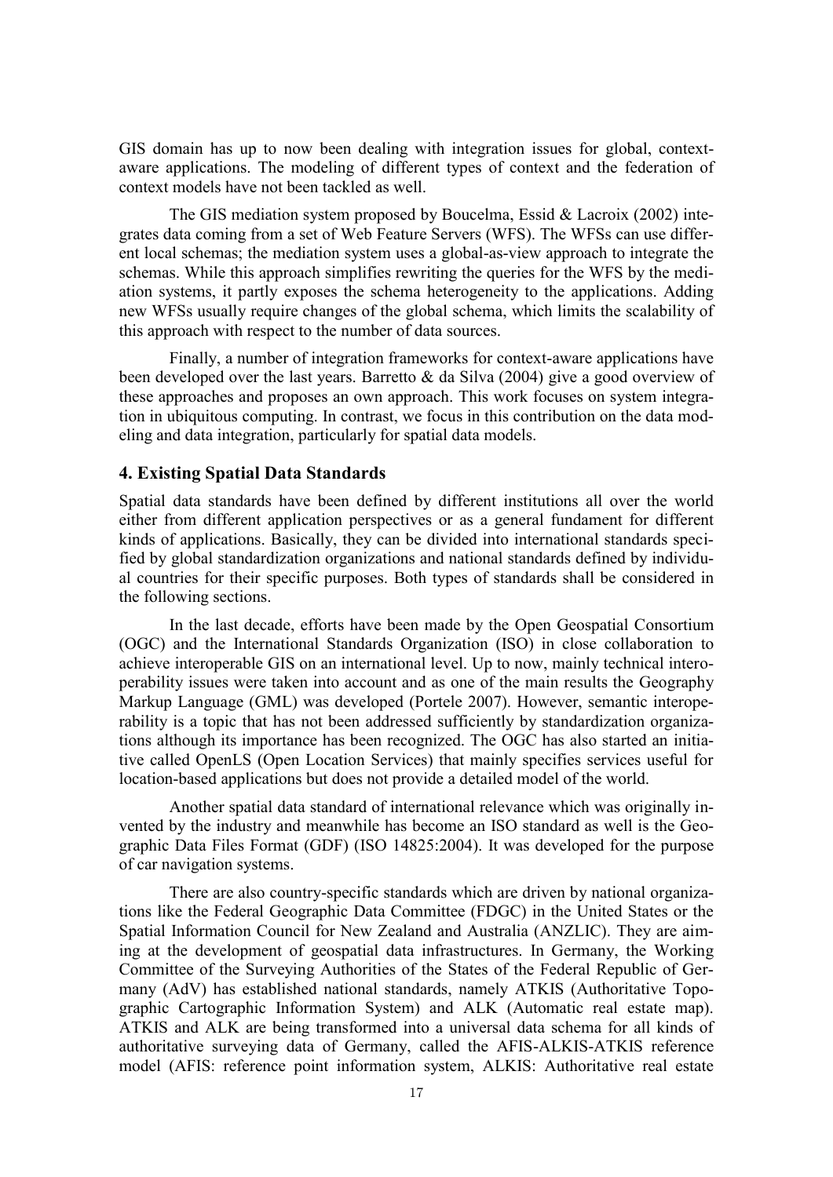GIS domain has up to now been dealing with integration issues for global, context-aware applications. The modeling of different types of context and the federation of context models have not been tackled as well.

The GIS mediation system proposed by Boucelma, Essid & Lacroix (2002) integrates data coming from a set of Web Feature Servers (WFS). The WFSs can use different local schemas; the mediation system uses a global-as-view approach to integrate the schemas. While this approach simplifies rewriting the queries for the WFS by the mediation systems, it partly exposes the schema heterogeneity to the applications. Adding new WFSs usually require changes of the global schema, which limits the scalability of this approach with respect to the number of data sources.

Finally, a number of integration frameworks for context-aware applications have been developed over the last years. Barretto & da Silva (2004) give a good overview of these approaches and proposes an own approach. This work focuses on system integration in ubiquitous computing. In contrast, we focus in this contribution on the data modeling and data integration, particularly for spatial data models.

## 4. Existing Spatial Data Standards

Spatial data standards have been defined by different institutions all over the world either from different application perspectives or as a general fundament for different kinds of applications. Basically, they can be divided into international standards specified by global standardization organizations and national standards defined by individual countries for their specific purposes. Both types of standards shall be considered in the following sections.

In the last decade, efforts have been made by the Open Geospatial Consortium (OGC) and the International Standards Organization (ISO) in close collaboration to achieve interoperable GIS on an international level. Up to now, mainly technical interoperability issues were taken into account and as one of the main results the Geography Markup Language (GML) was developed (Portele 2007). However, semantic interoperability is a topic that has not been addressed sufficiently by standardization organizations although its importance has been recognized. The OGC has also started an initiative called OpenLS (Open Location Services) that mainly specifies services useful for location-based applications but does not provide a detailed model of the world.

Another spatial data standard of international relevance which was originally invented by the industry and meanwhile has become an ISO standard as well is the Geographic Data Files Format (GDF) (ISO 14825:2004). It was developed for the purpose of car navigation systems.

There are also country-specific standards which are driven by national organizations like the Federal Geographic Data Committee (FDGC) in the United States or the Spatial Information Council for New Zealand and Australia (ANZLIC). They are aiming at the development of geospatial data infrastructures. In Germany, the Working Committee of the Surveying Authorities of the States of the Federal Republic of Germany (AdV) has established national standards, namely ATKIS (Authoritative Topographic Cartographic Information System) and ALK (Automatic real estate map). ATKIS and ALK are being transformed into a universal data schema for all kinds of authoritative surveying data of Germany, called the AFIS-ALKIS-ATKIS reference model (AFIS: reference point information system, ALKIS: Authoritative real estate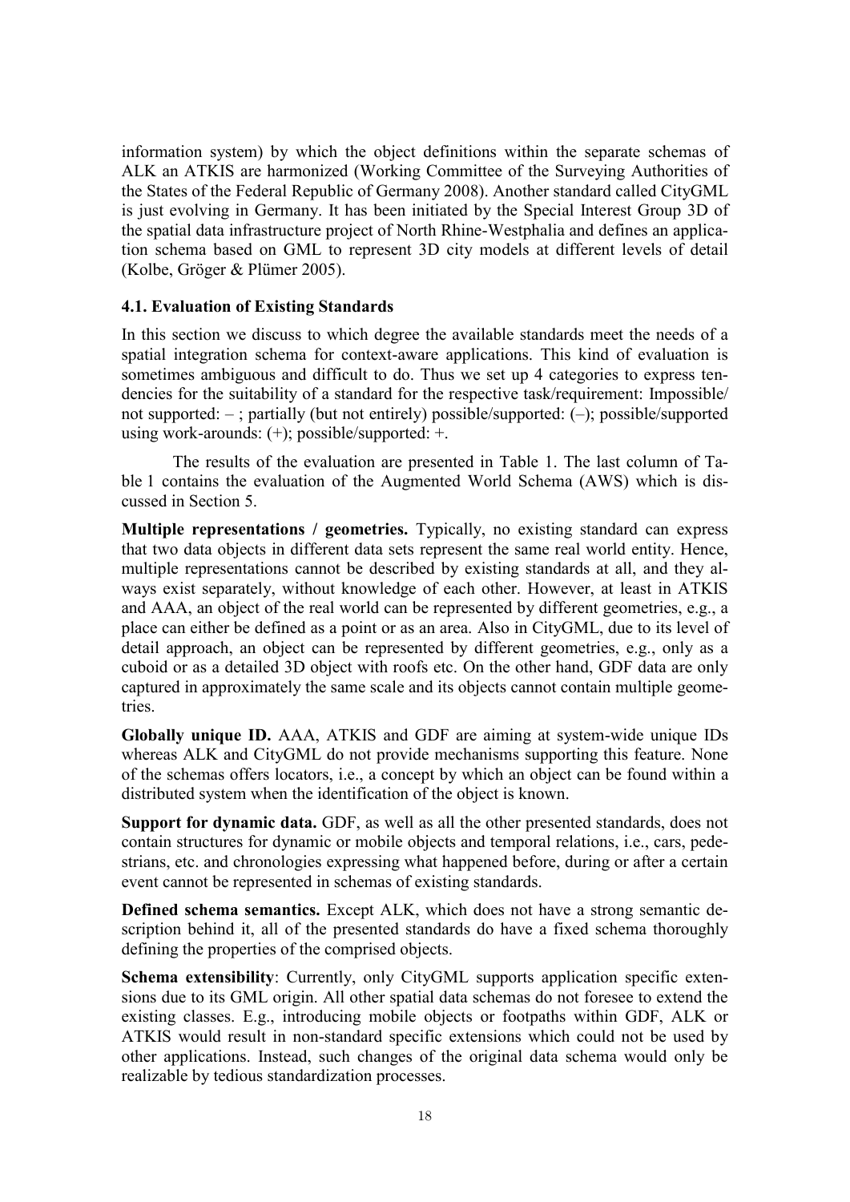information system) by which the object definitions within the separate schemas of ALK an ATKIS are harmonized (Working Committee of the Surveying Authorities of the States of the Federal Republic of Germany 2008). Another standard called CityGML is just evolving in Germany. It has been initiated by the Special Interest Group 3D of the spatial data infrastructure project of North Rhine-Westphalia and defines an application schema based on GML to represent 3D city models at different levels of detail (Kolbe, Gröger & Plümer 2005).

### 4.1. Evaluation of Existing Standards

In this section we discuss to which degree the available standards meet the needs of a spatial integration schema for context-aware applications. This kind of evaluation is sometimes ambiguous and difficult to do. Thus we set up 4 categories to express tendencies for the suitability of a standard for the respective task/requirement: Impossible/ not supported: – ; partially (but not entirely) possible/supported: (–); possible/supported using work-arounds: (+); possible/supported: +.

The results of the evaluation are presented in Table 1. The last column of Table 1 contains the evaluation of the Augmented World Schema (AWS) which is discussed in Section 5.

**Multiple representations / geometries.** Typically, no existing standard can express that two data objects in different data sets represent the same real world entity. Hence, multiple representations cannot be described by existing standards at all, and they always exist separately, without knowledge of each other. However, at least in ATKIS and AAA, an object of the real world can be represented by different geometries, e.g., a place can either be defined as a point or as an area. Also in CityGML, due to its level of detail approach, an object can be represented by different geometries, e.g., only as a cuboid or as a detailed 3D object with roofs etc. On the other hand, GDF data are only captured in approximately the same scale and its objects cannot contain multiple geometries.

**Globally unique ID.** AAA, ATKIS and GDF are aiming at system-wide unique IDs whereas ALK and CityGML do not provide mechanisms supporting this feature. None of the schemas offers locators, i.e., a concept by which an object can be found within a distributed system when the identification of the object is known.

**Support for dynamic data.** GDF, as well as all the other presented standards, does not contain structures for dynamic or mobile objects and temporal relations, i.e., cars, pedestrians, etc. and chronologies expressing what happened before, during or after a certain event cannot be represented in schemas of existing standards.

**Defined schema semantics.** Except ALK, which does not have a strong semantic description behind it, all of the presented standards do have a fixed schema thoroughly defining the properties of the comprised objects.

**Schema extensibility**: Currently, only CityGML supports application specific extensions due to its GML origin. All other spatial data schemas do not foresee to extend the existing classes. E.g., introducing mobile objects or footpaths within GDF, ALK or ATKIS would result in non-standard specific extensions which could not be used by other applications. Instead, such changes of the original data schema would only be realizable by tedious standardization processes.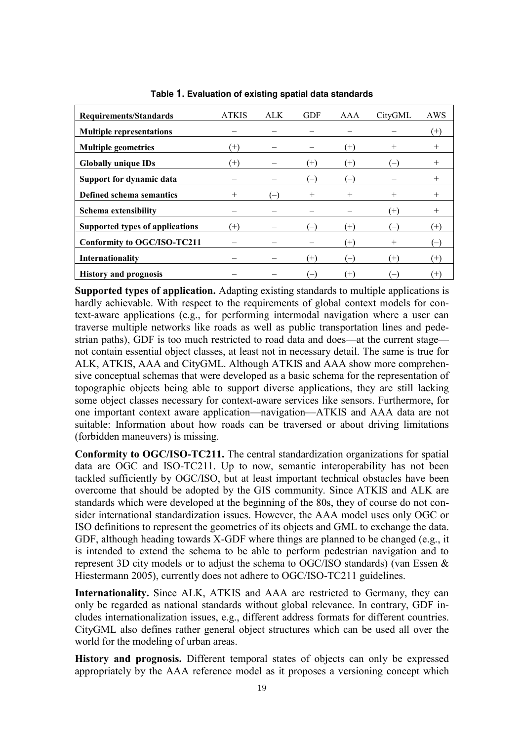**Table 1. Evaluation of existing spatial data standards**

| Requirements/Standards | ATKIS | ALK | GDF | AAA | CityGML | AWS |
|---|---|---|---|---|---|---|
| **Multiple representations** | – | – | – | – | – | (+) |
| **Multiple geometries** | (+) | – | – | (+) | + | + |
| **Globally unique IDs** | (+) | – | (+) | (+) | (–) | + |
| **Support for dynamic data** | – | – | (–) | (–) | – | + |
| **Defined schema semantics** | + | (–) | + | + | + | + |
| **Schema extensibility** | – | – | – | – | (+) | + |
| **Supported types of applications** | (+) | – | (–) | (+) | (–) | (+) |
| **Conformity to OGC/ISO-TC211** | – | – | – | (+) | + | (–) |
| **Internationality** | – | – | (+) | (–) | (+) | (+) |
| **History and prognosis** | – | – | (–) | (+) | (–) | (+) |

**Supported types of application.** Adapting existing standards to multiple applications is hardly achievable. With respect to the requirements of global context models for context-aware applications (e.g., for performing intermodal navigation where a user can traverse multiple networks like roads as well as public transportation lines and pedestrian paths), GDF is too much restricted to road data and does—at the current stage—not contain essential object classes, at least not in necessary detail. The same is true for ALK, ATKIS, AAA and CityGML. Although ATKIS and AAA show more comprehensive conceptual schemas that were developed as a basic schema for the representation of topographic objects being able to support diverse applications, they are still lacking some object classes necessary for context-aware services like sensors. Furthermore, for one important context aware application—navigation—ATKIS and AAA data are not suitable: Information about how roads can be traversed or about driving limitations (forbidden maneuvers) is missing.

**Conformity to OGC/ISO-TC211.** The central standardization organizations for spatial data are OGC and ISO-TC211. Up to now, semantic interoperability has not been tackled sufficiently by OGC/ISO, but at least important technical obstacles have been overcome that should be adopted by the GIS community. Since ATKIS and ALK are standards which were developed at the beginning of the 80s, they of course do not consider international standardization issues. However, the AAA model uses only OGC or ISO definitions to represent the geometries of its objects and GML to exchange the data. GDF, although heading towards X-GDF where things are planned to be changed (e.g., it is intended to extend the schema to be able to perform pedestrian navigation and to represent 3D city models or to adjust the schema to OGC/ISO standards) (van Essen & Hiestermann 2005), currently does not adhere to OGC/ISO-TC211 guidelines.

**Internationality.** Since ALK, ATKIS and AAA are restricted to Germany, they can only be regarded as national standards without global relevance. In contrary, GDF includes internationalization issues, e.g., different address formats for different countries. CityGML also defines rather general object structures which can be used all over the world for the modeling of urban areas.

**History and prognosis.** Different temporal states of objects can only be expressed appropriately by the AAA reference model as it proposes a versioning concept which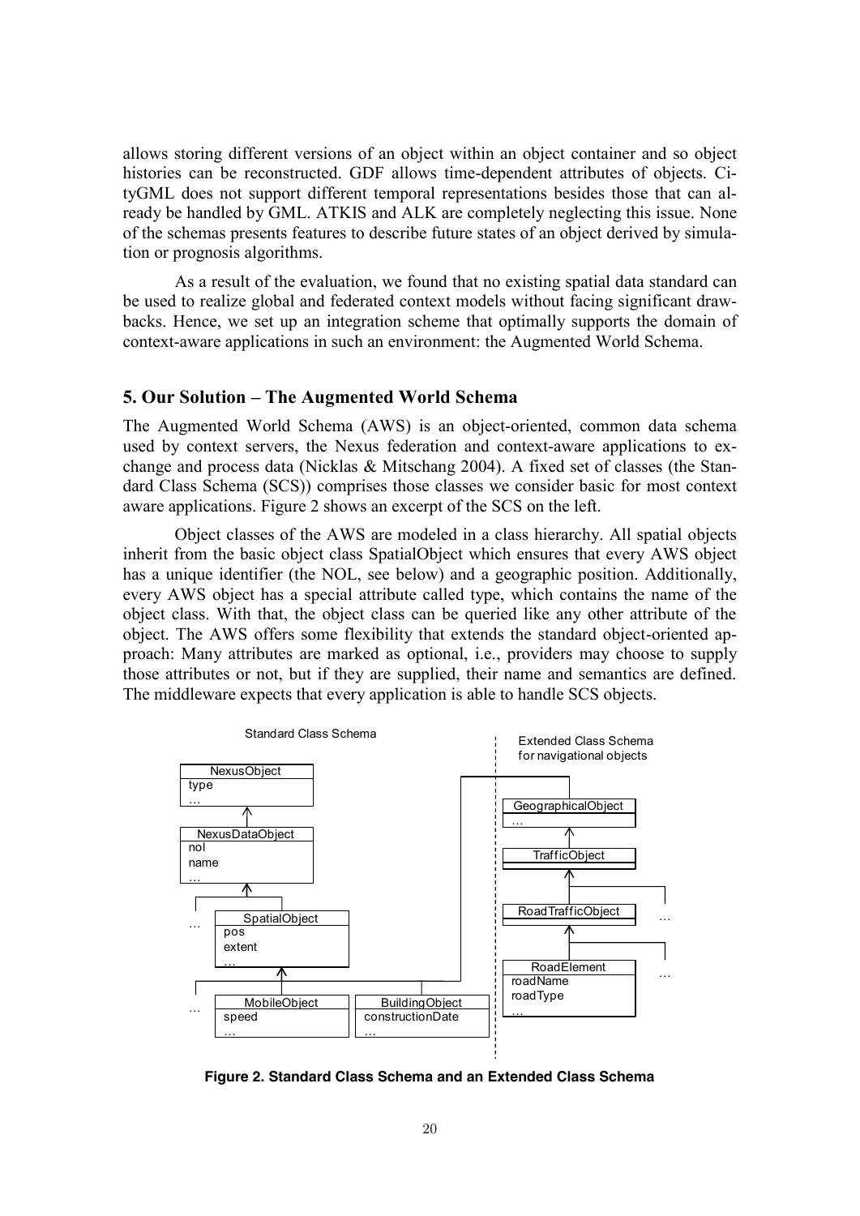allows storing different versions of an object within an object container and so object histories can be reconstructed. GDF allows time-dependent attributes of objects. CityGML does not support different temporal representations besides those that can already be handled by GML. ATKIS and ALK are completely neglecting this issue. None of the schemas presents features to describe future states of an object derived by simulation or prognosis algorithms.

As a result of the evaluation, we found that no existing spatial data standard can be used to realize global and federated context models without facing significant drawbacks. Hence, we set up an integration scheme that optimally supports the domain of context-aware applications in such an environment: the Augmented World Schema.

## 5. Our Solution – The Augmented World Schema

The Augmented World Schema (AWS) is an object-oriented, common data schema used by context servers, the Nexus federation and context-aware applications to exchange and process data (Nicklas & Mitschang 2004). A fixed set of classes (the Standard Class Schema (SCS)) comprises those classes we consider basic for most context aware applications. Figure 2 shows an excerpt of the SCS on the left.

Object classes of the AWS are modeled in a class hierarchy. All spatial objects inherit from the basic object class SpatialObject which ensures that every AWS object has a unique identifier (the NOL, see below) and a geographic position. Additionally, every AWS object has a special attribute called type, which contains the name of the object class. With that, the object class can be queried like any other attribute of the object. The AWS offers some flexibility that extends the standard object-oriented approach: Many attributes are marked as optional, i.e., providers may choose to supply those attributes or not, but if they are supplied, their name and semantics are defined. The middleware expects that every application is able to handle SCS objects.

Standard Class Schema | Extended Class Schema for navigational objects

NexusObject: type, …
NexusDataObject: nol, name, …
SpatialObject: pos, extent, …
MobileObject: speed, …
BuildingObject: constructionDate, …
GeographicalObject: …
TrafficObject
RoadTrafficObject
RoadElement: roadName, roadType, …

**Figure 2. Standard Class Schema and an Extended Class Schema**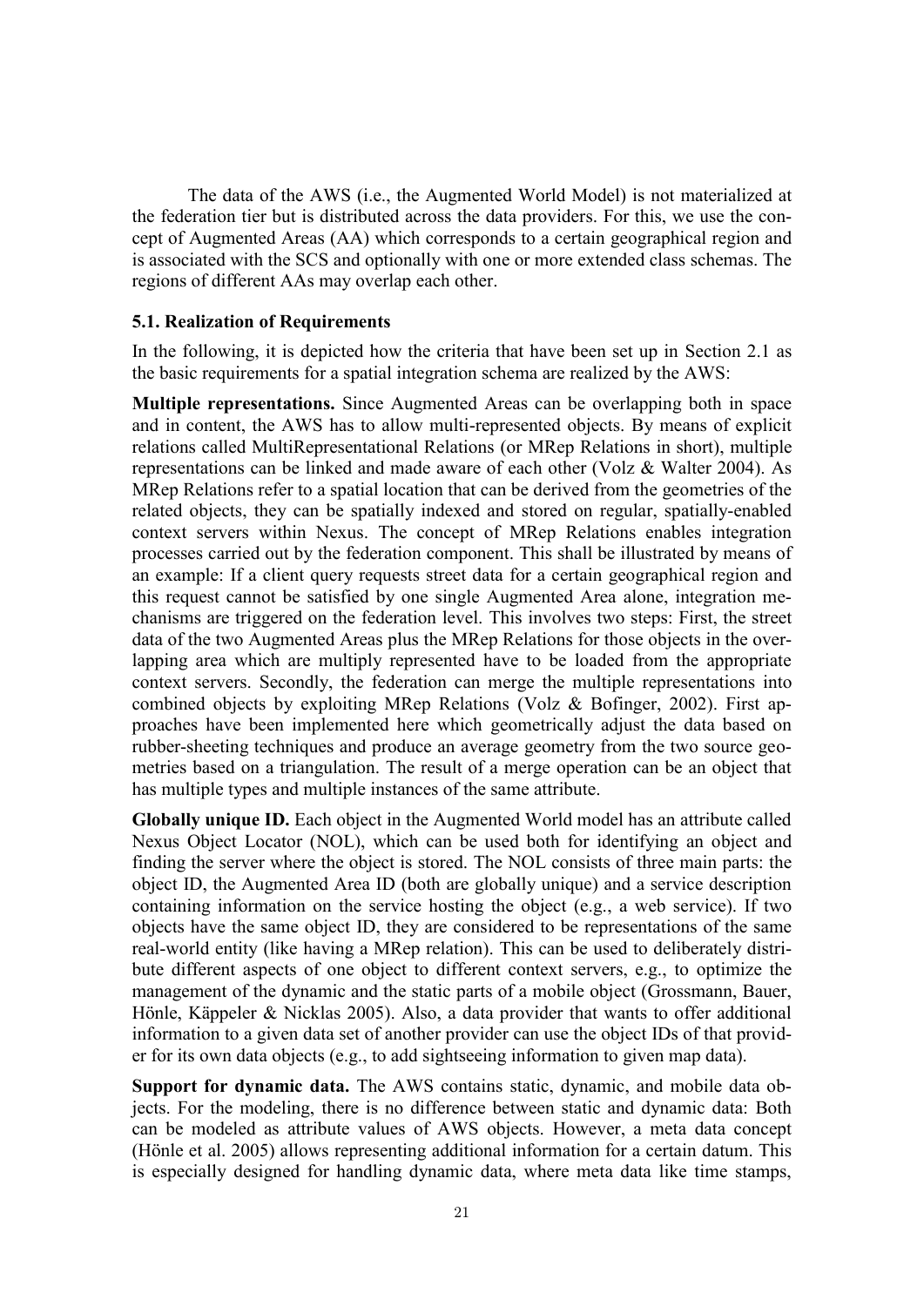The data of the AWS (i.e., the Augmented World Model) is not materialized at the federation tier but is distributed across the data providers. For this, we use the concept of Augmented Areas (AA) which corresponds to a certain geographical region and is associated with the SCS and optionally with one or more extended class schemas. The regions of different AAs may overlap each other.

### 5.1. Realization of Requirements

In the following, it is depicted how the criteria that have been set up in Section 2.1 as the basic requirements for a spatial integration schema are realized by the AWS:

**Multiple representations.** Since Augmented Areas can be overlapping both in space and in content, the AWS has to allow multi-represented objects. By means of explicit relations called MultiRepresentational Relations (or MRep Relations in short), multiple representations can be linked and made aware of each other (Volz & Walter 2004). As MRep Relations refer to a spatial location that can be derived from the geometries of the related objects, they can be spatially indexed and stored on regular, spatially-enabled context servers within Nexus. The concept of MRep Relations enables integration processes carried out by the federation component. This shall be illustrated by means of an example: If a client query requests street data for a certain geographical region and this request cannot be satisfied by one single Augmented Area alone, integration mechanisms are triggered on the federation level. This involves two steps: First, the street data of the two Augmented Areas plus the MRep Relations for those objects in the overlapping area which are multiply represented have to be loaded from the appropriate context servers. Secondly, the federation can merge the multiple representations into combined objects by exploiting MRep Relations (Volz & Bofinger, 2002). First approaches have been implemented here which geometrically adjust the data based on rubber-sheeting techniques and produce an average geometry from the two source geometries based on a triangulation. The result of a merge operation can be an object that has multiple types and multiple instances of the same attribute.

**Globally unique ID.** Each object in the Augmented World model has an attribute called Nexus Object Locator (NOL), which can be used both for identifying an object and finding the server where the object is stored. The NOL consists of three main parts: the object ID, the Augmented Area ID (both are globally unique) and a service description containing information on the service hosting the object (e.g., a web service). If two objects have the same object ID, they are considered to be representations of the same real-world entity (like having a MRep relation). This can be used to deliberately distribute different aspects of one object to different context servers, e.g., to optimize the management of the dynamic and the static parts of a mobile object (Grossmann, Bauer, Hönle, Käppeler & Nicklas 2005). Also, a data provider that wants to offer additional information to a given data set of another provider can use the object IDs of that provider for its own data objects (e.g., to add sightseeing information to given map data).

**Support for dynamic data.** The AWS contains static, dynamic, and mobile data objects. For the modeling, there is no difference between static and dynamic data: Both can be modeled as attribute values of AWS objects. However, a meta data concept (Hönle et al. 2005) allows representing additional information for a certain datum. This is especially designed for handling dynamic data, where meta data like time stamps,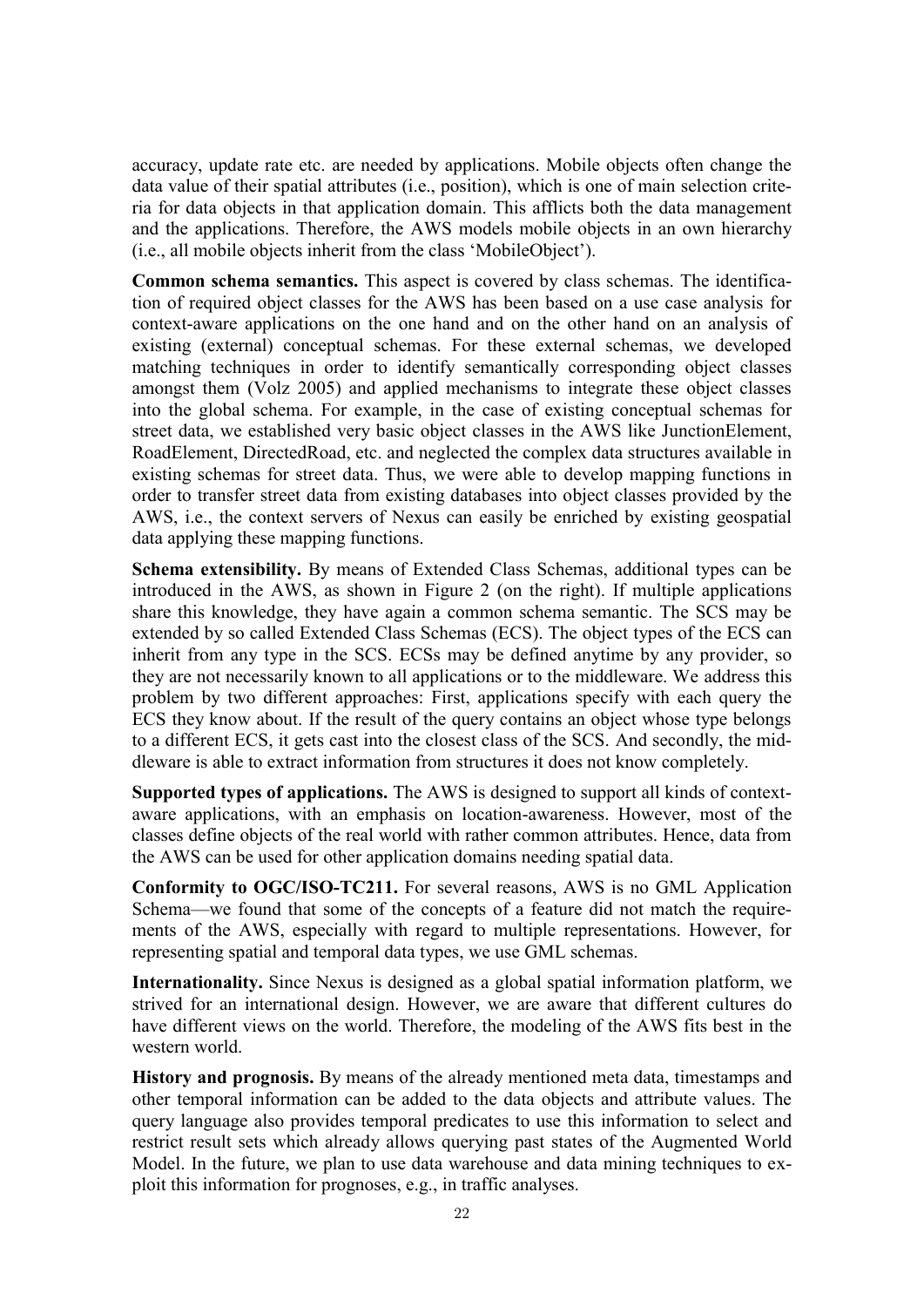accuracy, update rate etc. are needed by applications. Mobile objects often change the data value of their spatial attributes (i.e., position), which is one of main selection criteria for data objects in that application domain. This afflicts both the data management and the applications. Therefore, the AWS models mobile objects in an own hierarchy (i.e., all mobile objects inherit from the class 'MobileObject').

**Common schema semantics.** This aspect is covered by class schemas. The identification of required object classes for the AWS has been based on a use case analysis for context-aware applications on the one hand and on the other hand on an analysis of existing (external) conceptual schemas. For these external schemas, we developed matching techniques in order to identify semantically corresponding object classes amongst them (Volz 2005) and applied mechanisms to integrate these object classes into the global schema. For example, in the case of existing conceptual schemas for street data, we established very basic object classes in the AWS like JunctionElement, RoadElement, DirectedRoad, etc. and neglected the complex data structures available in existing schemas for street data. Thus, we were able to develop mapping functions in order to transfer street data from existing databases into object classes provided by the AWS, i.e., the context servers of Nexus can easily be enriched by existing geospatial data applying these mapping functions.

**Schema extensibility.** By means of Extended Class Schemas, additional types can be introduced in the AWS, as shown in Figure 2 (on the right). If multiple applications share this knowledge, they have again a common schema semantic. The SCS may be extended by so called Extended Class Schemas (ECS). The object types of the ECS can inherit from any type in the SCS. ECSs may be defined anytime by any provider, so they are not necessarily known to all applications or to the middleware. We address this problem by two different approaches: First, applications specify with each query the ECS they know about. If the result of the query contains an object whose type belongs to a different ECS, it gets cast into the closest class of the SCS. And secondly, the middleware is able to extract information from structures it does not know completely.

**Supported types of applications.** The AWS is designed to support all kinds of context-aware applications, with an emphasis on location-awareness. However, most of the classes define objects of the real world with rather common attributes. Hence, data from the AWS can be used for other application domains needing spatial data.

**Conformity to OGC/ISO-TC211.** For several reasons, AWS is no GML Application Schema—we found that some of the concepts of a feature did not match the requirements of the AWS, especially with regard to multiple representations. However, for representing spatial and temporal data types, we use GML schemas.

**Internationality.** Since Nexus is designed as a global spatial information platform, we strived for an international design. However, we are aware that different cultures do have different views on the world. Therefore, the modeling of the AWS fits best in the western world.

**History and prognosis.** By means of the already mentioned meta data, timestamps and other temporal information can be added to the data objects and attribute values. The query language also provides temporal predicates to use this information to select and restrict result sets which already allows querying past states of the Augmented World Model. In the future, we plan to use data warehouse and data mining techniques to exploit this information for prognoses, e.g., in traffic analyses.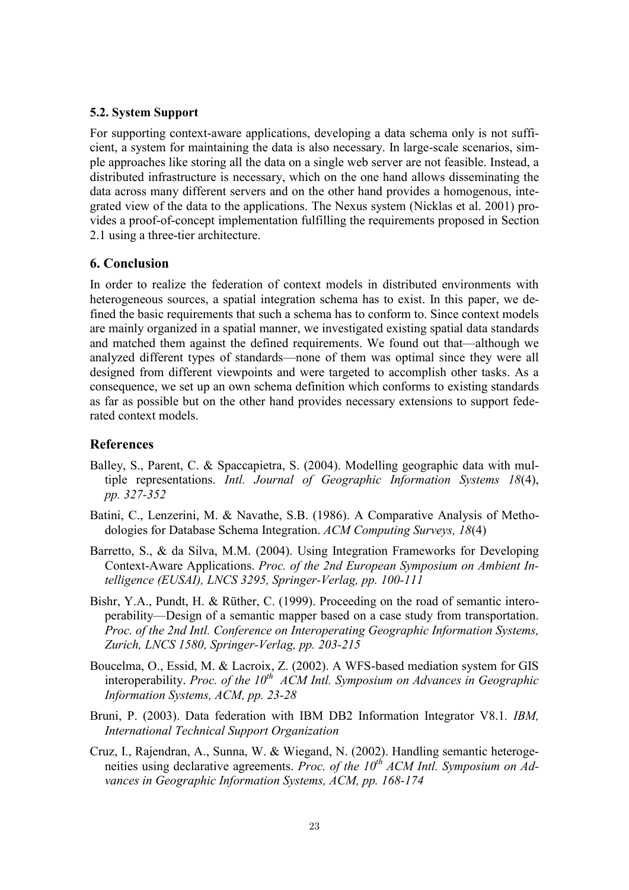### 5.2. System Support

For supporting context-aware applications, developing a data schema only is not sufficient, a system for maintaining the data is also necessary. In large-scale scenarios, simple approaches like storing all the data on a single web server are not feasible. Instead, a distributed infrastructure is necessary, which on the one hand allows disseminating the data across many different servers and on the other hand provides a homogenous, integrated view of the data to the applications. The Nexus system (Nicklas et al. 2001) provides a proof-of-concept implementation fulfilling the requirements proposed in Section 2.1 using a three-tier architecture.

## 6. Conclusion

In order to realize the federation of context models in distributed environments with heterogeneous sources, a spatial integration schema has to exist. In this paper, we defined the basic requirements that such a schema has to conform to. Since context models are mainly organized in a spatial manner, we investigated existing spatial data standards and matched them against the defined requirements. We found out that—although we analyzed different types of standards—none of them was optimal since they were all designed from different viewpoints and were targeted to accomplish other tasks. As a consequence, we set up an own schema definition which conforms to existing standards as far as possible but on the other hand provides necessary extensions to support federated context models.

## References

Balley, S., Parent, C. & Spaccapietra, S. (2004). Modelling geographic data with multiple representations. *Intl. Journal of Geographic Information Systems 18*(4), *pp. 327-352*

Batini, C., Lenzerini, M. & Navathe, S.B. (1986). A Comparative Analysis of Methodologies for Database Schema Integration. *ACM Computing Surveys, 18*(4)

Barretto, S., & da Silva, M.M. (2004). Using Integration Frameworks for Developing Context-Aware Applications. *Proc. of the 2nd European Symposium on Ambient Intelligence (EUSAI), LNCS 3295, Springer-Verlag, pp. 100-111*

Bishr, Y.A., Pundt, H. & Rüther, C. (1999). Proceeding on the road of semantic interoperability—Design of a semantic mapper based on a case study from transportation. *Proc. of the 2nd Intl. Conference on Interoperating Geographic Information Systems, Zurich, LNCS 1580, Springer-Verlag, pp. 203-215*

Boucelma, O., Essid, M. & Lacroix, Z. (2002). A WFS-based mediation system for GIS interoperability. *Proc. of the 10th ACM Intl. Symposium on Advances in Geographic Information Systems, ACM, pp. 23-28*

Bruni, P. (2003). Data federation with IBM DB2 Information Integrator V8.1. *IBM, International Technical Support Organization*

Cruz, I., Rajendran, A., Sunna, W. & Wiegand, N. (2002). Handling semantic heterogeneities using declarative agreements. *Proc. of the 10th ACM Intl. Symposium on Advances in Geographic Information Systems, ACM, pp. 168-174*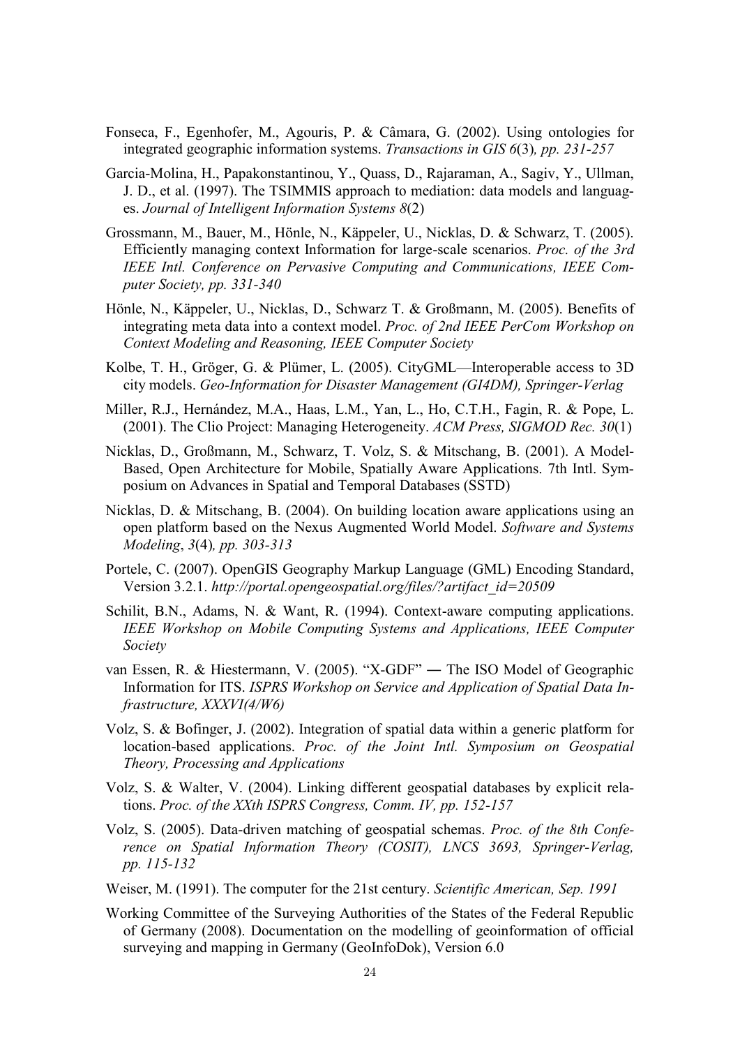Fonseca, F., Egenhofer, M., Agouris, P. & Câmara, G. (2002). Using ontologies for integrated geographic information systems. *Transactions in GIS 6*(3)*, pp. 231-257*

Garcia-Molina, H., Papakonstantinou, Y., Quass, D., Rajaraman, A., Sagiv, Y., Ullman, J. D., et al. (1997). The TSIMMIS approach to mediation: data models and languages. *Journal of Intelligent Information Systems 8*(2)

Grossmann, M., Bauer, M., Hönle, N., Käppeler, U., Nicklas, D. & Schwarz, T. (2005). Efficiently managing context Information for large-scale scenarios. *Proc. of the 3rd IEEE Intl. Conference on Pervasive Computing and Communications, IEEE Computer Society, pp. 331-340*

Hönle, N., Käppeler, U., Nicklas, D., Schwarz T. & Großmann, M. (2005). Benefits of integrating meta data into a context model. *Proc. of 2nd IEEE PerCom Workshop on Context Modeling and Reasoning, IEEE Computer Society*

Kolbe, T. H., Gröger, G. & Plümer, L. (2005). CityGML—Interoperable access to 3D city models. *Geo-Information for Disaster Management (GI4DM), Springer-Verlag*

Miller, R.J., Hernández, M.A., Haas, L.M., Yan, L., Ho, C.T.H., Fagin, R. & Pope, L. (2001). The Clio Project: Managing Heterogeneity. *ACM Press, SIGMOD Rec. 30*(1)

Nicklas, D., Großmann, M., Schwarz, T. Volz, S. & Mitschang, B. (2001). A Model-Based, Open Architecture for Mobile, Spatially Aware Applications. 7th Intl. Symposium on Advances in Spatial and Temporal Databases (SSTD)

Nicklas, D. & Mitschang, B. (2004). On building location aware applications using an open platform based on the Nexus Augmented World Model. *Software and Systems Modeling*, *3*(4)*, pp. 303-313*

Portele, C. (2007). OpenGIS Geography Markup Language (GML) Encoding Standard, Version 3.2.1. *http://portal.opengeospatial.org/files/?artifact_id=20509*

Schilit, B.N., Adams, N. & Want, R. (1994). Context-aware computing applications. *IEEE Workshop on Mobile Computing Systems and Applications, IEEE Computer Society*

van Essen, R. & Hiestermann, V. (2005). "X-GDF" ― The ISO Model of Geographic Information for ITS. *ISPRS Workshop on Service and Application of Spatial Data Infrastructure, XXXVI(4/W6)*

Volz, S. & Bofinger, J. (2002). Integration of spatial data within a generic platform for location-based applications. *Proc. of the Joint Intl. Symposium on Geospatial Theory, Processing and Applications*

Volz, S. & Walter, V. (2004). Linking different geospatial databases by explicit relations. *Proc. of the XXth ISPRS Congress, Comm. IV, pp. 152-157*

Volz, S. (2005). Data-driven matching of geospatial schemas. *Proc. of the 8th Conference on Spatial Information Theory (COSIT), LNCS 3693, Springer-Verlag, pp. 115-132*

Weiser, M. (1991). The computer for the 21st century. *Scientific American, Sep. 1991*

Working Committee of the Surveying Authorities of the States of the Federal Republic of Germany (2008). Documentation on the modelling of geoinformation of official surveying and mapping in Germany (GeoInfoDok), Version 6.0